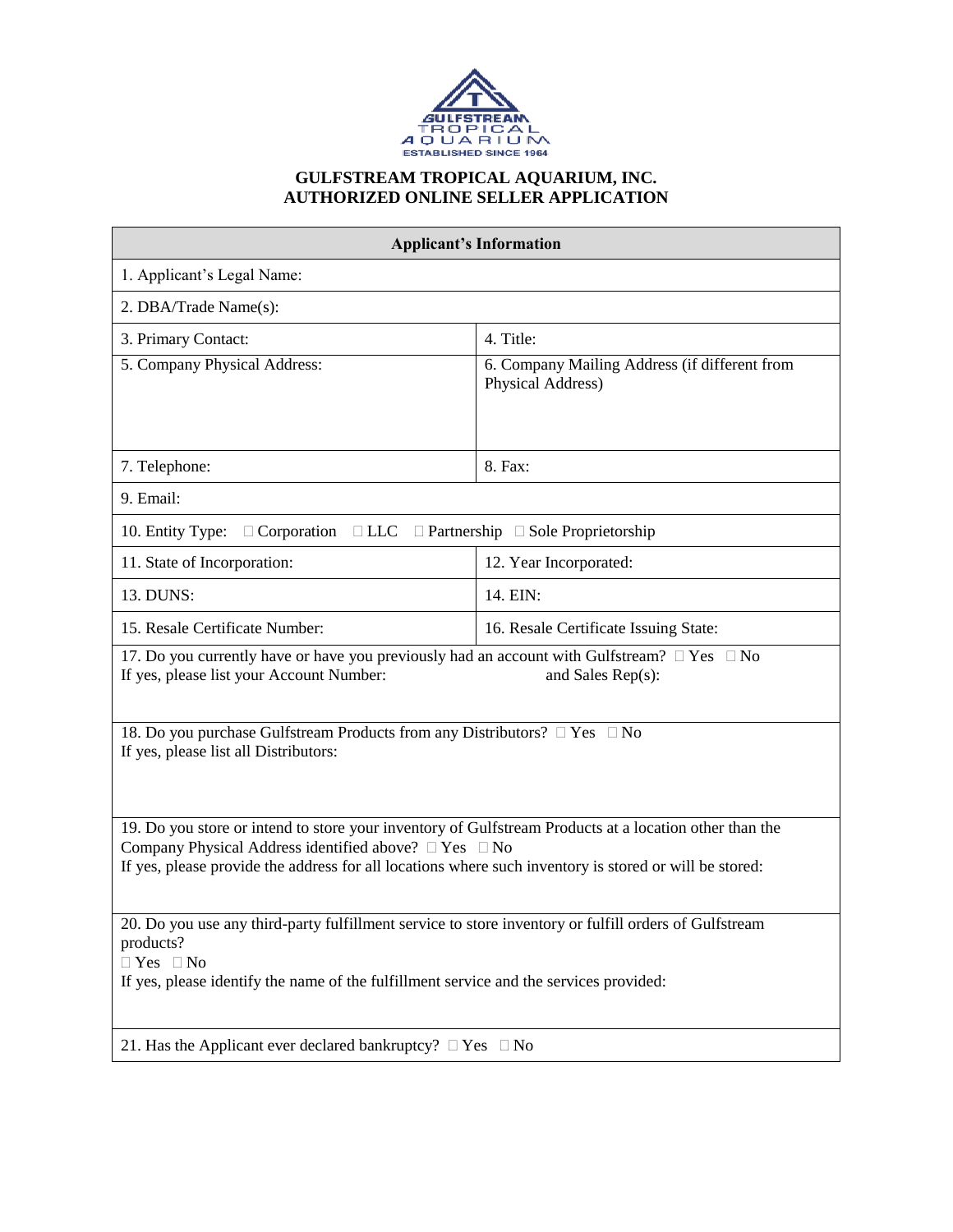# GULFSTREAM TROPICAL AQUARIUM, INC.
## AUTHORIZED ONLINE SELLER APPLICATION

| Applicant's Information | |
|---|---|
| 1. Applicant's Legal Name: | |
| 2. DBA/Trade Name(s): | |
| 3. Primary Contact: | 4. Title: |
| 5. Company Physical Address: | 6. Company Mailing Address (if different from Physical Address) |
| 7. Telephone: | 8. Fax: |
| 9. Email: | |
| 10. Entity Type: ☐ Corporation ☐ LLC ☐ Partnership ☐ Sole Proprietorship | |
| 11. State of Incorporation: | 12. Year Incorporated: |
| 13. DUNS: | 14. EIN: |
| 15. Resale Certificate Number: | 16. Resale Certificate Issuing State: |
| 17. Do you currently have or have you previously had an account with Gulfstream? ☐ Yes ☐ No<br>If yes, please list your Account Number: and Sales Rep(s): | |
| 18. Do you purchase Gulfstream Products from any Distributors? ☐ Yes ☐ No<br>If yes, please list all Distributors: | |
| 19. Do you store or intend to store your inventory of Gulfstream Products at a location other than the Company Physical Address identified above? ☐ Yes ☐ No<br>If yes, please provide the address for all locations where such inventory is stored or will be stored: | |
| 20. Do you use any third-party fulfillment service to store inventory or fulfill orders of Gulfstream products?<br>☐ Yes ☐ No<br>If yes, please identify the name of the fulfillment service and the services provided: | |
| 21. Has the Applicant ever declared bankruptcy? ☐ Yes ☐ No | |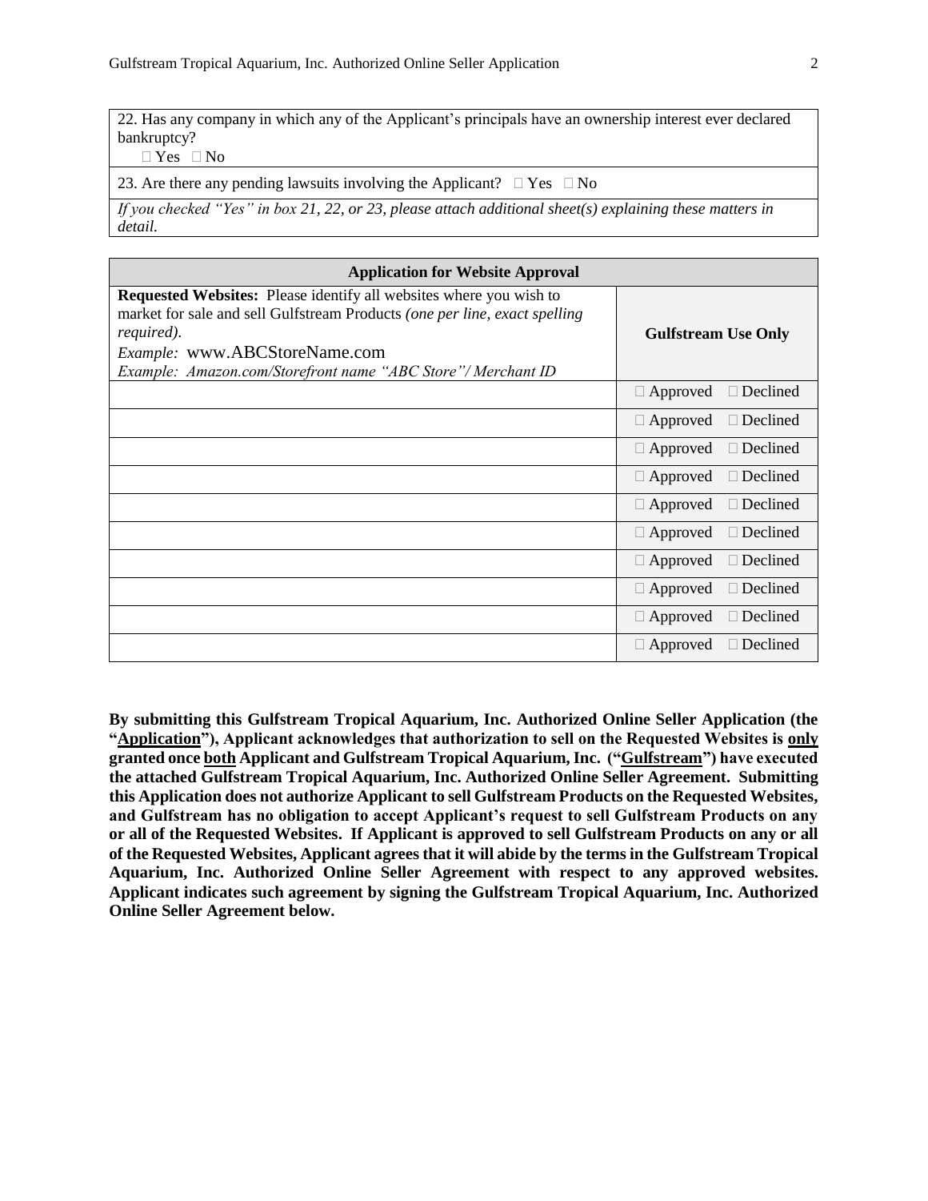| 22. Has any company in which any of the Applicant's principals have an ownership interest ever declared bankruptcy? ☐ Yes ☐ No |
| --- |
| 23. Are there any pending lawsuits involving the Applicant? ☐ Yes ☐ No |
| *If you checked "Yes" in box 21, 22, or 23, please attach additional sheet(s) explaining these matters in detail.* |

| **Application for Website Approval** | |
| --- | --- |
| **Requested Websites:** Please identify all websites where you wish to market for sale and sell Gulfstream Products *(one per line, exact spelling required).* *Example:* www.ABCStoreName.com *Example: Amazon.com/Storefront name "ABC Store"/ Merchant ID* | **Gulfstream Use Only** |
| | ☐ Approved ☐ Declined |
| | ☐ Approved ☐ Declined |
| | ☐ Approved ☐ Declined |
| | ☐ Approved ☐ Declined |
| | ☐ Approved ☐ Declined |
| | ☐ Approved ☐ Declined |
| | ☐ Approved ☐ Declined |
| | ☐ Approved ☐ Declined |
| | ☐ Approved ☐ Declined |
| | ☐ Approved ☐ Declined |

**By submitting this Gulfstream Tropical Aquarium, Inc. Authorized Online Seller Application (the "Application"), Applicant acknowledges that authorization to sell on the Requested Websites is only granted once both Applicant and Gulfstream Tropical Aquarium, Inc. ("Gulfstream") have executed the attached Gulfstream Tropical Aquarium, Inc. Authorized Online Seller Agreement. Submitting this Application does not authorize Applicant to sell Gulfstream Products on the Requested Websites, and Gulfstream has no obligation to accept Applicant's request to sell Gulfstream Products on any or all of the Requested Websites. If Applicant is approved to sell Gulfstream Products on any or all of the Requested Websites, Applicant agrees that it will abide by the terms in the Gulfstream Tropical Aquarium, Inc. Authorized Online Seller Agreement with respect to any approved websites. Applicant indicates such agreement by signing the Gulfstream Tropical Aquarium, Inc. Authorized Online Seller Agreement below.**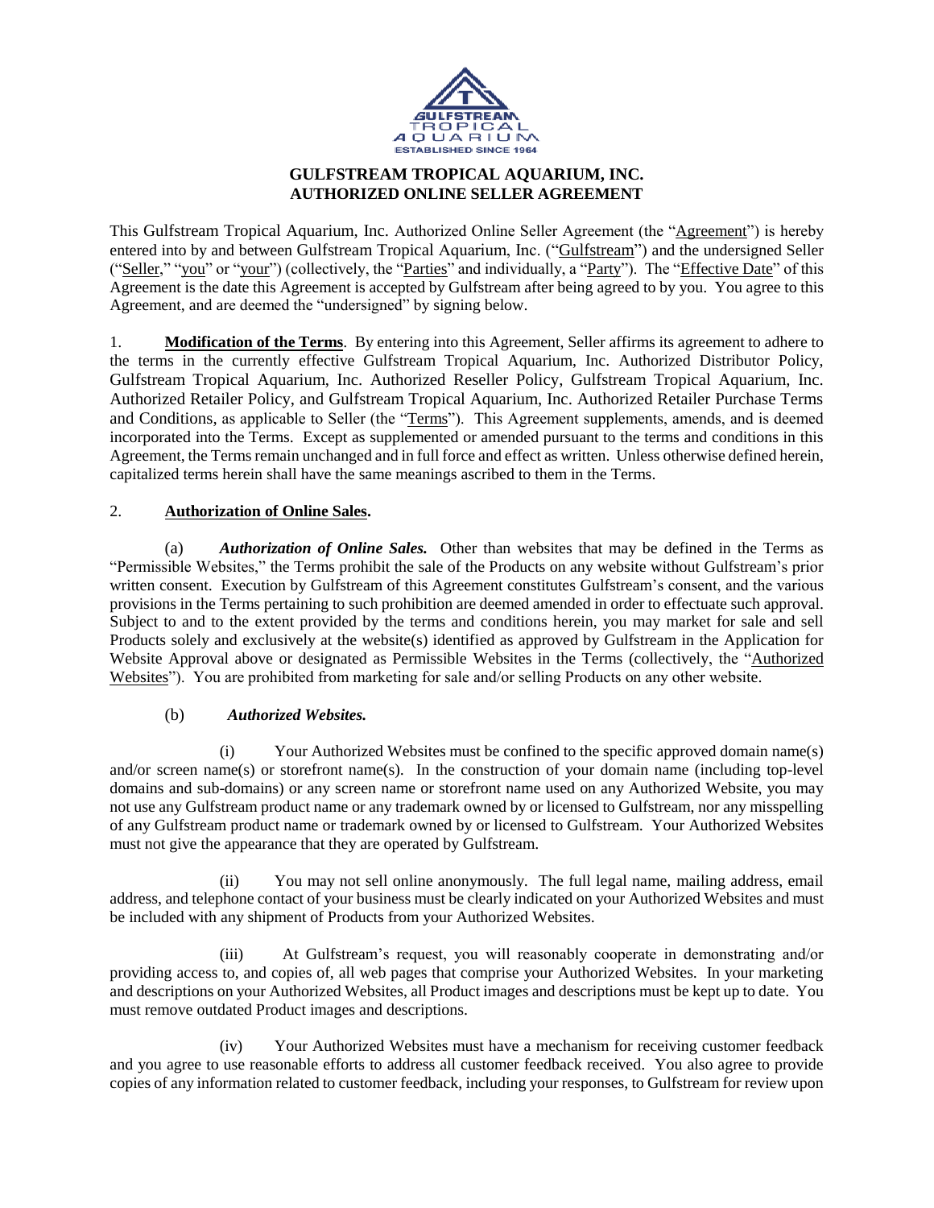# GULFSTREAM TROPICAL AQUARIUM, INC.
# AUTHORIZED ONLINE SELLER AGREEMENT

This Gulfstream Tropical Aquarium, Inc. Authorized Online Seller Agreement (the "Agreement") is hereby entered into by and between Gulfstream Tropical Aquarium, Inc. ("Gulfstream") and the undersigned Seller ("Seller," "you" or "your") (collectively, the "Parties" and individually, a "Party"). The "Effective Date" of this Agreement is the date this Agreement is accepted by Gulfstream after being agreed to by you. You agree to this Agreement, and are deemed the "undersigned" by signing below.

1. **Modification of the Terms**. By entering into this Agreement, Seller affirms its agreement to adhere to the terms in the currently effective Gulfstream Tropical Aquarium, Inc. Authorized Distributor Policy, Gulfstream Tropical Aquarium, Inc. Authorized Reseller Policy, Gulfstream Tropical Aquarium, Inc. Authorized Retailer Policy, and Gulfstream Tropical Aquarium, Inc. Authorized Retailer Purchase Terms and Conditions, as applicable to Seller (the "Terms"). This Agreement supplements, amends, and is deemed incorporated into the Terms. Except as supplemented or amended pursuant to the terms and conditions in this Agreement, the Terms remain unchanged and in full force and effect as written. Unless otherwise defined herein, capitalized terms herein shall have the same meanings ascribed to them in the Terms.

2. **Authorization of Online Sales.**

(a) ***Authorization of Online Sales.*** Other than websites that may be defined in the Terms as "Permissible Websites," the Terms prohibit the sale of the Products on any website without Gulfstream's prior written consent. Execution by Gulfstream of this Agreement constitutes Gulfstream's consent, and the various provisions in the Terms pertaining to such prohibition are deemed amended in order to effectuate such approval. Subject to and to the extent provided by the terms and conditions herein, you may market for sale and sell Products solely and exclusively at the website(s) identified as approved by Gulfstream in the Application for Website Approval above or designated as Permissible Websites in the Terms (collectively, the "Authorized Websites"). You are prohibited from marketing for sale and/or selling Products on any other website.

(b) ***Authorized Websites.***

(i) Your Authorized Websites must be confined to the specific approved domain name(s) and/or screen name(s) or storefront name(s). In the construction of your domain name (including top-level domains and sub-domains) or any screen name or storefront name used on any Authorized Website, you may not use any Gulfstream product name or any trademark owned by or licensed to Gulfstream, nor any misspelling of any Gulfstream product name or trademark owned by or licensed to Gulfstream. Your Authorized Websites must not give the appearance that they are operated by Gulfstream.

(ii) You may not sell online anonymously. The full legal name, mailing address, email address, and telephone contact of your business must be clearly indicated on your Authorized Websites and must be included with any shipment of Products from your Authorized Websites.

(iii) At Gulfstream's request, you will reasonably cooperate in demonstrating and/or providing access to, and copies of, all web pages that comprise your Authorized Websites. In your marketing and descriptions on your Authorized Websites, all Product images and descriptions must be kept up to date. You must remove outdated Product images and descriptions.

(iv) Your Authorized Websites must have a mechanism for receiving customer feedback and you agree to use reasonable efforts to address all customer feedback received. You also agree to provide copies of any information related to customer feedback, including your responses, to Gulfstream for review upon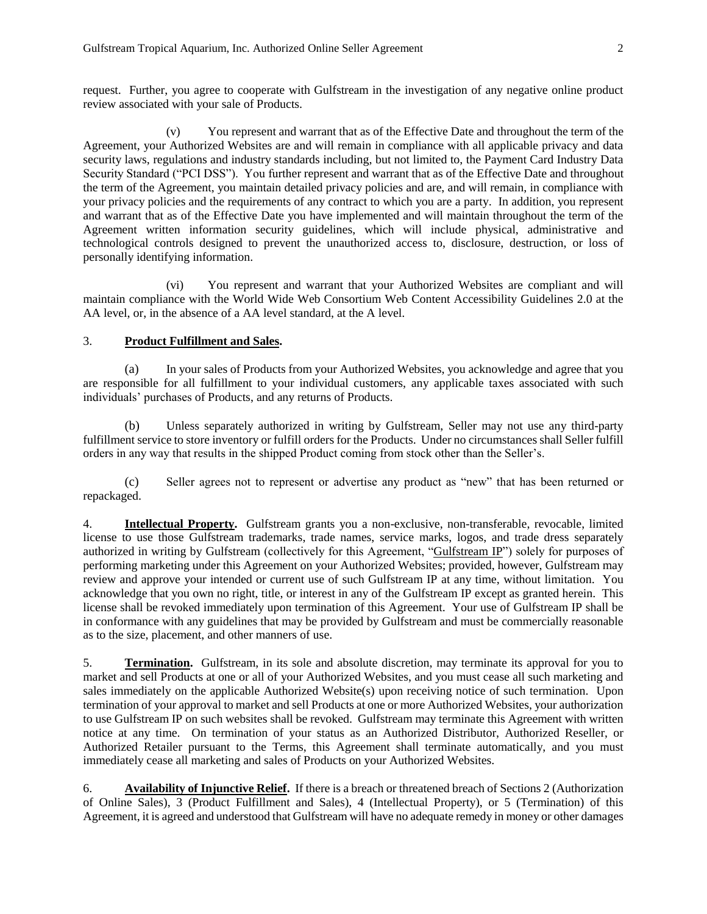request. Further, you agree to cooperate with Gulfstream in the investigation of any negative online product review associated with your sale of Products.

(v) You represent and warrant that as of the Effective Date and throughout the term of the Agreement, your Authorized Websites are and will remain in compliance with all applicable privacy and data security laws, regulations and industry standards including, but not limited to, the Payment Card Industry Data Security Standard ("PCI DSS"). You further represent and warrant that as of the Effective Date and throughout the term of the Agreement, you maintain detailed privacy policies and are, and will remain, in compliance with your privacy policies and the requirements of any contract to which you are a party. In addition, you represent and warrant that as of the Effective Date you have implemented and will maintain throughout the term of the Agreement written information security guidelines, which will include physical, administrative and technological controls designed to prevent the unauthorized access to, disclosure, destruction, or loss of personally identifying information.

(vi) You represent and warrant that your Authorized Websites are compliant and will maintain compliance with the World Wide Web Consortium Web Content Accessibility Guidelines 2.0 at the AA level, or, in the absence of a AA level standard, at the A level.

3. **Product Fulfillment and Sales.**

(a) In your sales of Products from your Authorized Websites, you acknowledge and agree that you are responsible for all fulfillment to your individual customers, any applicable taxes associated with such individuals' purchases of Products, and any returns of Products.

(b) Unless separately authorized in writing by Gulfstream, Seller may not use any third-party fulfillment service to store inventory or fulfill orders for the Products. Under no circumstances shall Seller fulfill orders in any way that results in the shipped Product coming from stock other than the Seller's.

(c) Seller agrees not to represent or advertise any product as "new" that has been returned or repackaged.

4. **Intellectual Property.** Gulfstream grants you a non-exclusive, non-transferable, revocable, limited license to use those Gulfstream trademarks, trade names, service marks, logos, and trade dress separately authorized in writing by Gulfstream (collectively for this Agreement, "Gulfstream IP") solely for purposes of performing marketing under this Agreement on your Authorized Websites; provided, however, Gulfstream may review and approve your intended or current use of such Gulfstream IP at any time, without limitation. You acknowledge that you own no right, title, or interest in any of the Gulfstream IP except as granted herein. This license shall be revoked immediately upon termination of this Agreement. Your use of Gulfstream IP shall be in conformance with any guidelines that may be provided by Gulfstream and must be commercially reasonable as to the size, placement, and other manners of use.

5. **Termination.** Gulfstream, in its sole and absolute discretion, may terminate its approval for you to market and sell Products at one or all of your Authorized Websites, and you must cease all such marketing and sales immediately on the applicable Authorized Website(s) upon receiving notice of such termination. Upon termination of your approval to market and sell Products at one or more Authorized Websites, your authorization to use Gulfstream IP on such websites shall be revoked. Gulfstream may terminate this Agreement with written notice at any time. On termination of your status as an Authorized Distributor, Authorized Reseller, or Authorized Retailer pursuant to the Terms, this Agreement shall terminate automatically, and you must immediately cease all marketing and sales of Products on your Authorized Websites.

6. **Availability of Injunctive Relief.** If there is a breach or threatened breach of Sections 2 (Authorization of Online Sales), 3 (Product Fulfillment and Sales), 4 (Intellectual Property), or 5 (Termination) of this Agreement, it is agreed and understood that Gulfstream will have no adequate remedy in money or other damages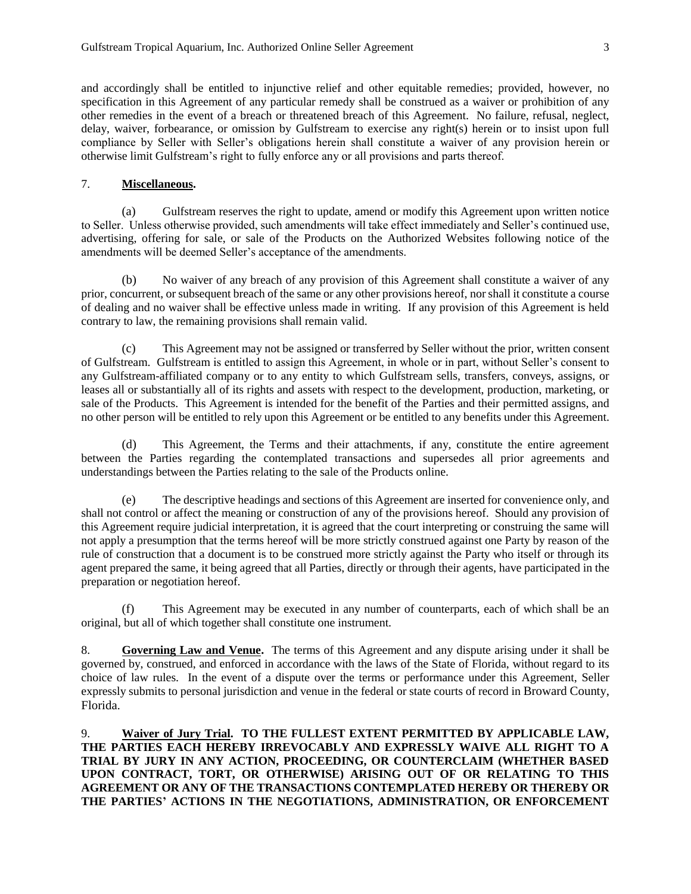and accordingly shall be entitled to injunctive relief and other equitable remedies; provided, however, no specification in this Agreement of any particular remedy shall be construed as a waiver or prohibition of any other remedies in the event of a breach or threatened breach of this Agreement. No failure, refusal, neglect, delay, waiver, forbearance, or omission by Gulfstream to exercise any right(s) herein or to insist upon full compliance by Seller with Seller's obligations herein shall constitute a waiver of any provision herein or otherwise limit Gulfstream's right to fully enforce any or all provisions and parts thereof.

7. **Miscellaneous.**

(a) Gulfstream reserves the right to update, amend or modify this Agreement upon written notice to Seller. Unless otherwise provided, such amendments will take effect immediately and Seller's continued use, advertising, offering for sale, or sale of the Products on the Authorized Websites following notice of the amendments will be deemed Seller's acceptance of the amendments.

(b) No waiver of any breach of any provision of this Agreement shall constitute a waiver of any prior, concurrent, or subsequent breach of the same or any other provisions hereof, nor shall it constitute a course of dealing and no waiver shall be effective unless made in writing. If any provision of this Agreement is held contrary to law, the remaining provisions shall remain valid.

(c) This Agreement may not be assigned or transferred by Seller without the prior, written consent of Gulfstream. Gulfstream is entitled to assign this Agreement, in whole or in part, without Seller's consent to any Gulfstream-affiliated company or to any entity to which Gulfstream sells, transfers, conveys, assigns, or leases all or substantially all of its rights and assets with respect to the development, production, marketing, or sale of the Products. This Agreement is intended for the benefit of the Parties and their permitted assigns, and no other person will be entitled to rely upon this Agreement or be entitled to any benefits under this Agreement.

(d) This Agreement, the Terms and their attachments, if any, constitute the entire agreement between the Parties regarding the contemplated transactions and supersedes all prior agreements and understandings between the Parties relating to the sale of the Products online.

(e) The descriptive headings and sections of this Agreement are inserted for convenience only, and shall not control or affect the meaning or construction of any of the provisions hereof. Should any provision of this Agreement require judicial interpretation, it is agreed that the court interpreting or construing the same will not apply a presumption that the terms hereof will be more strictly construed against one Party by reason of the rule of construction that a document is to be construed more strictly against the Party who itself or through its agent prepared the same, it being agreed that all Parties, directly or through their agents, have participated in the preparation or negotiation hereof.

(f) This Agreement may be executed in any number of counterparts, each of which shall be an original, but all of which together shall constitute one instrument.

8. **Governing Law and Venue.** The terms of this Agreement and any dispute arising under it shall be governed by, construed, and enforced in accordance with the laws of the State of Florida, without regard to its choice of law rules. In the event of a dispute over the terms or performance under this Agreement, Seller expressly submits to personal jurisdiction and venue in the federal or state courts of record in Broward County, Florida.

9. **Waiver of Jury Trial. TO THE FULLEST EXTENT PERMITTED BY APPLICABLE LAW, THE PARTIES EACH HEREBY IRREVOCABLY AND EXPRESSLY WAIVE ALL RIGHT TO A TRIAL BY JURY IN ANY ACTION, PROCEEDING, OR COUNTERCLAIM (WHETHER BASED UPON CONTRACT, TORT, OR OTHERWISE) ARISING OUT OF OR RELATING TO THIS AGREEMENT OR ANY OF THE TRANSACTIONS CONTEMPLATED HEREBY OR THEREBY OR THE PARTIES' ACTIONS IN THE NEGOTIATIONS, ADMINISTRATION, OR ENFORCEMENT**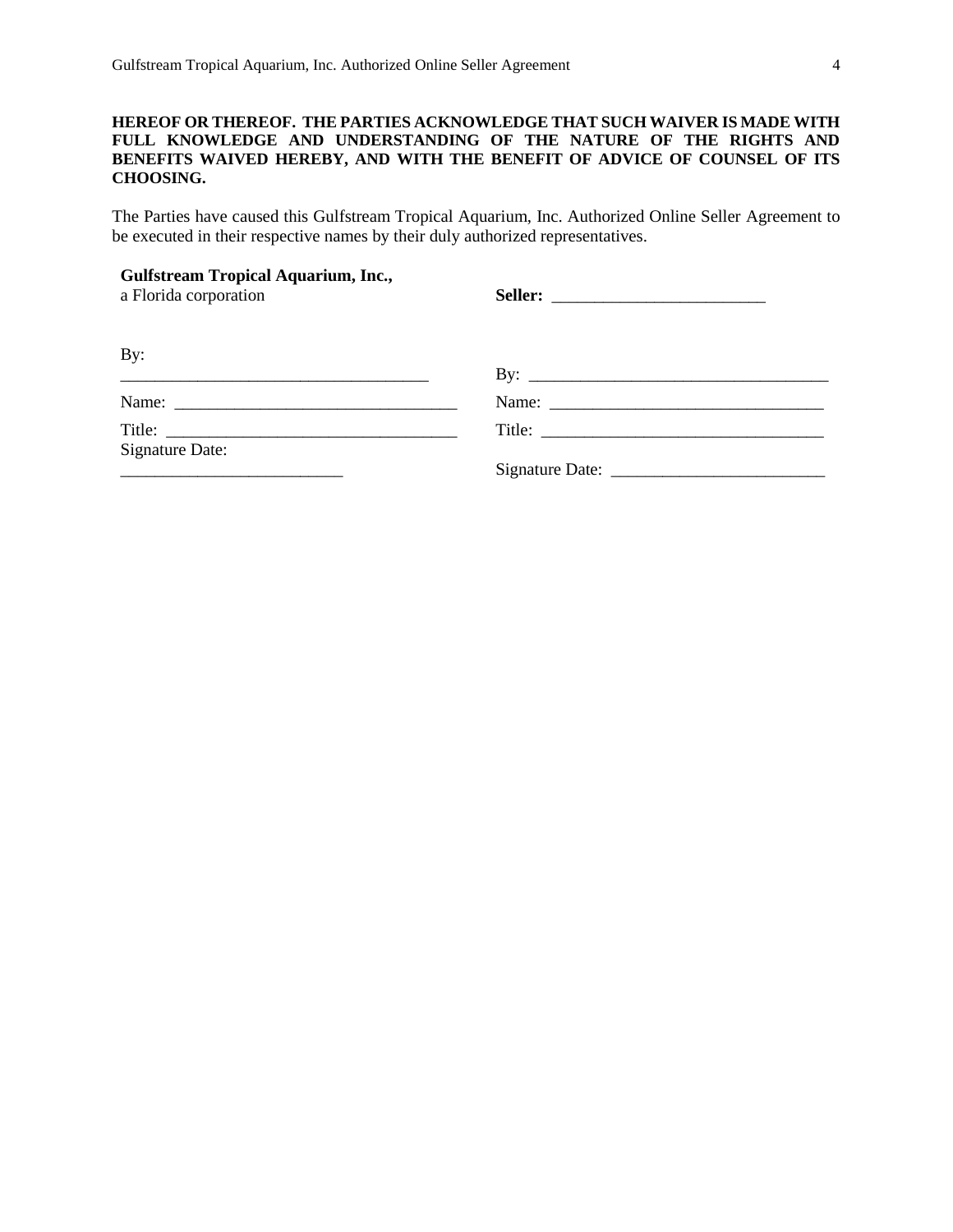**HEREOF OR THEREOF. THE PARTIES ACKNOWLEDGE THAT SUCH WAIVER IS MADE WITH FULL KNOWLEDGE AND UNDERSTANDING OF THE NATURE OF THE RIGHTS AND BENEFITS WAIVED HEREBY, AND WITH THE BENEFIT OF ADVICE OF COUNSEL OF ITS CHOOSING.**

The Parties have caused this Gulfstream Tropical Aquarium, Inc. Authorized Online Seller Agreement to be executed in their respective names by their duly authorized representatives.

| | |
|---|---|
| **Gulfstream Tropical Aquarium, Inc.,**<br>a Florida corporation | **Seller:** _________________________ |
| By: ____________________________________ | By: ____________________________________ |
| Name: _________________________________ | Name: ________________________________ |
| Title: __________________________________ | Title: _________________________________ |
| Signature Date: __________________________ | Signature Date: _________________________ |